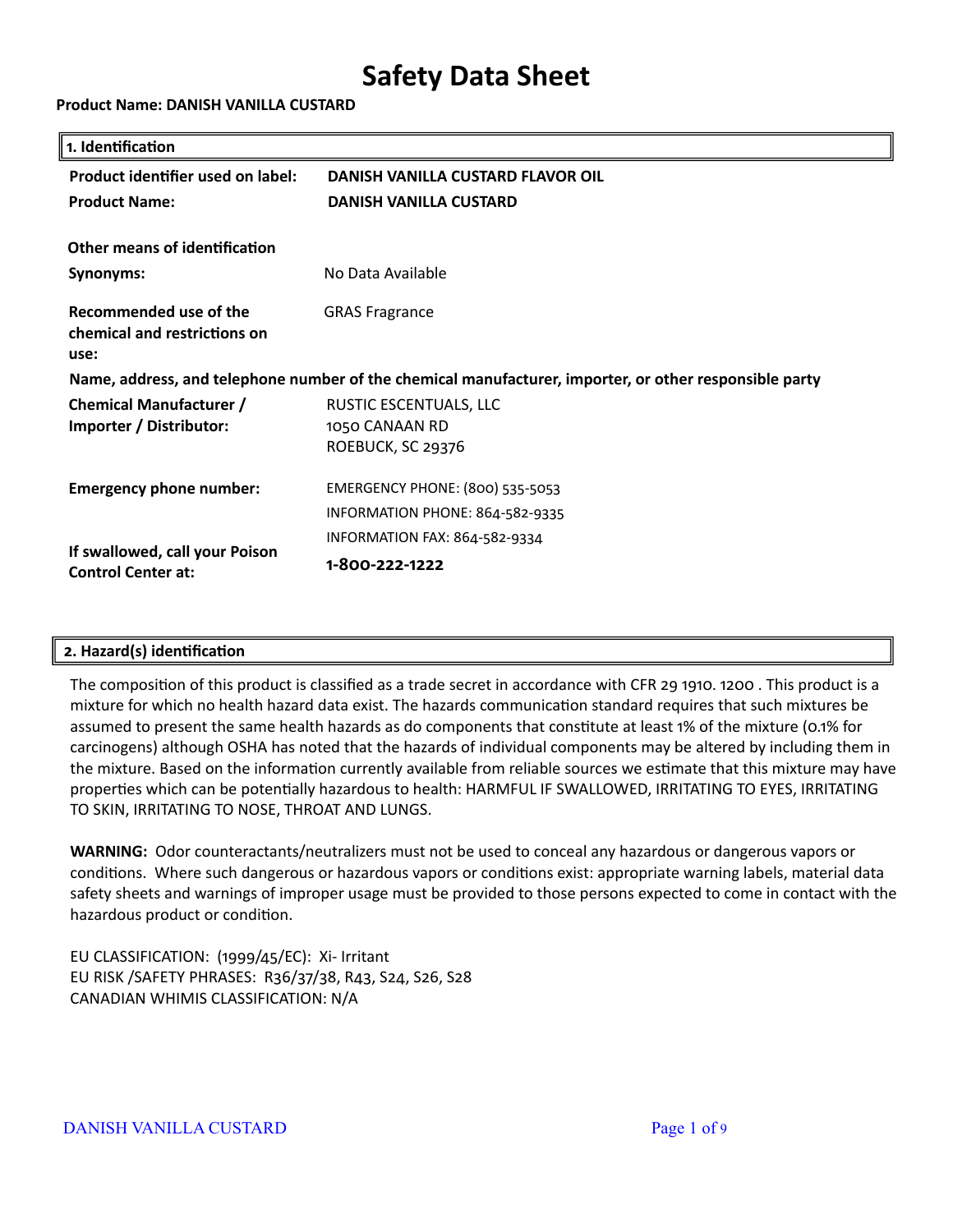# Safety Data Sheet

**Product Name: DANISH VANILLA CUSTARD**

## 1. Identification

| | |
|---|---|
| **Product identifier used on label:** | **DANISH VANILLA CUSTARD FLAVOR OIL** |
| **Product Name:** | **DANISH VANILLA CUSTARD** |

**Other means of identification**

| | |
|---|---|
| **Synonyms:** | No Data Available |
| **Recommended use of the chemical and restrictions on use:** | GRAS Fragrance |

**Name, address, and telephone number of the chemical manufacturer, importer, or other responsible party**

| | |
|---|---|
| **Chemical Manufacturer / Importer / Distributor:** | RUSTIC ESCENTUALS, LLC<br>1050 CANAAN RD<br>ROEBUCK, SC 29376 |
| **Emergency phone number:** | EMERGENCY PHONE: (800) 535-5053<br>INFORMATION PHONE: 864-582-9335<br>INFORMATION FAX: 864-582-9334 |
| **If swallowed, call your Poison Control Center at:** | **1-800-222-1222** |

## 2. Hazard(s) identification

The composition of this product is classified as a trade secret in accordance with CFR 29 1910. 1200 . This product is a mixture for which no health hazard data exist. The hazards communication standard requires that such mixtures be assumed to present the same health hazards as do components that constitute at least 1% of the mixture (0.1% for carcinogens) although OSHA has noted that the hazards of individual components may be altered by including them in the mixture. Based on the information currently available from reliable sources we estimate that this mixture may have properties which can be potentially hazardous to health: HARMFUL IF SWALLOWED, IRRITATING TO EYES, IRRITATING TO SKIN, IRRITATING TO NOSE, THROAT AND LUNGS.

**WARNING:** Odor counteractants/neutralizers must not be used to conceal any hazardous or dangerous vapors or conditions. Where such dangerous or hazardous vapors or conditions exist: appropriate warning labels, material data safety sheets and warnings of improper usage must be provided to those persons expected to come in contact with the hazardous product or condition.

EU CLASSIFICATION: (1999/45/EC): Xi- Irritant
EU RISK /SAFETY PHRASES: R36/37/38, R43, S24, S26, S28
CANADIAN WHIMIS CLASSIFICATION: N/A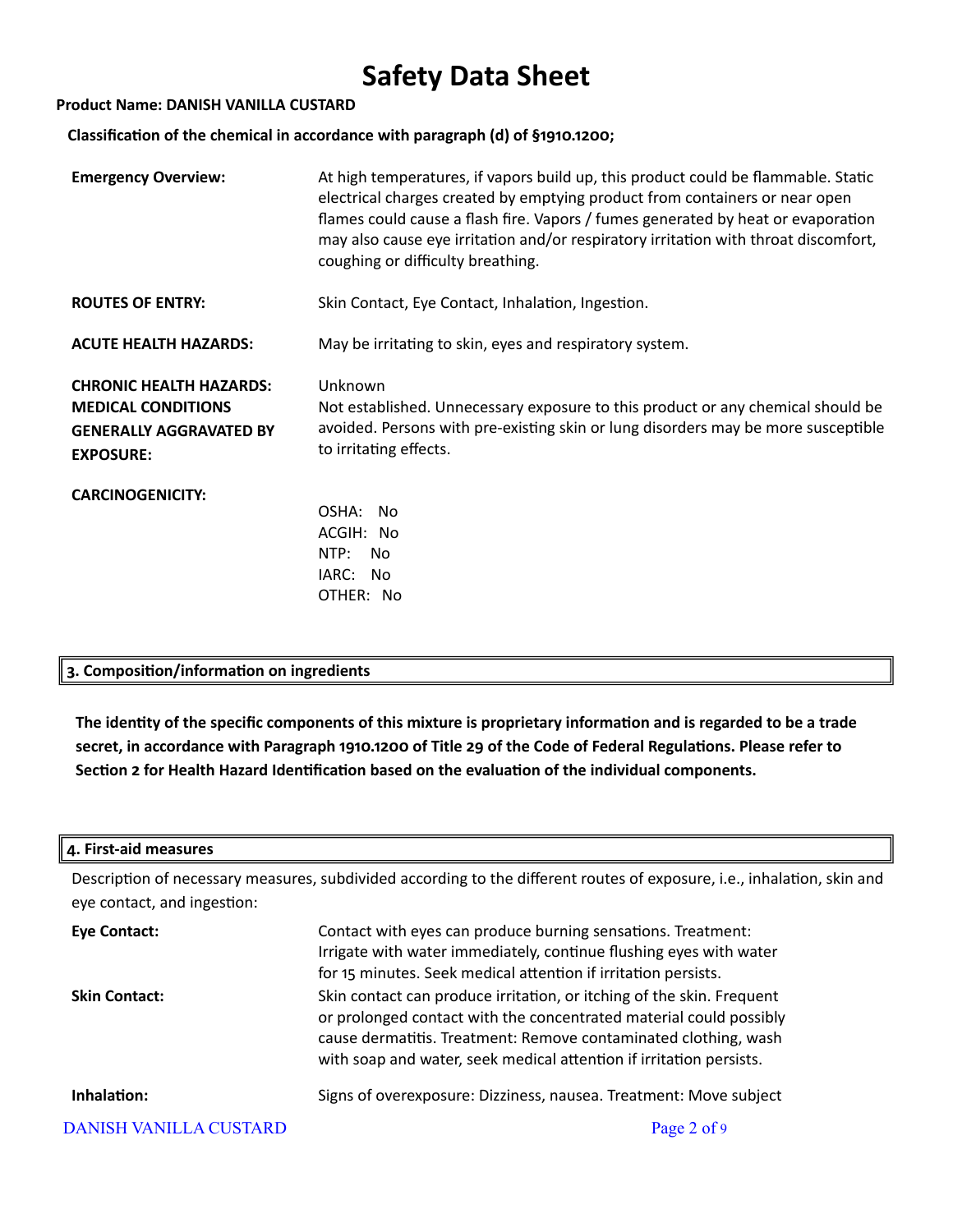# Safety Data Sheet

**Product Name: DANISH VANILLA CUSTARD**

**Classification of the chemical in accordance with paragraph (d) of §1910.1200;**

**Emergency Overview:** At high temperatures, if vapors build up, this product could be flammable. Static electrical charges created by emptying product from containers or near open flames could cause a flash fire. Vapors / fumes generated by heat or evaporation may also cause eye irritation and/or respiratory irritation with throat discomfort, coughing or difficulty breathing.

**ROUTES OF ENTRY:** Skin Contact, Eye Contact, Inhalation, Ingestion.

**ACUTE HEALTH HAZARDS:** May be irritating to skin, eyes and respiratory system.

**CHRONIC HEALTH HAZARDS:** Unknown

**MEDICAL CONDITIONS GENERALLY AGGRAVATED BY EXPOSURE:** Not established. Unnecessary exposure to this product or any chemical should be avoided. Persons with pre-existing skin or lung disorders may be more susceptible to irritating effects.

**CARCINOGENICITY:**

OSHA: No
ACGIH: No
NTP: No
IARC: No
OTHER: No

## 3. Composition/information on ingredients

**The identity of the specific components of this mixture is proprietary information and is regarded to be a trade secret, in accordance with Paragraph 1910.1200 of Title 29 of the Code of Federal Regulations. Please refer to Section 2 for Health Hazard Identification based on the evaluation of the individual components.**

## 4. First-aid measures

Description of necessary measures, subdivided according to the different routes of exposure, i.e., inhalation, skin and eye contact, and ingestion:

**Eye Contact:** Contact with eyes can produce burning sensations. Treatment: Irrigate with water immediately, continue flushing eyes with water for 15 minutes. Seek medical attention if irritation persists.

**Skin Contact:** Skin contact can produce irritation, or itching of the skin. Frequent or prolonged contact with the concentrated material could possibly cause dermatitis. Treatment: Remove contaminated clothing, wash with soap and water, seek medical attention if irritation persists.

**Inhalation:** Signs of overexposure: Dizziness, nausea. Treatment: Move subject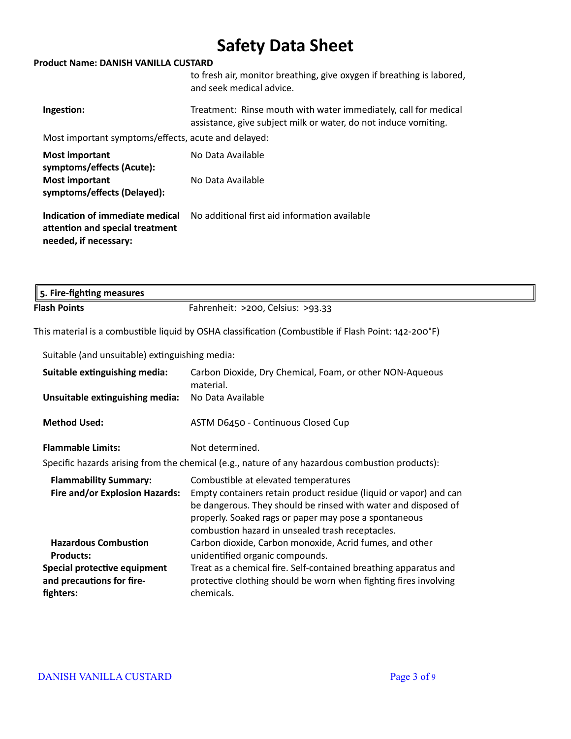to fresh air, monitor breathing, give oxygen if breathing is labored, and seek medical advice.

| | |
|---|---|
| **Ingestion:** | Treatment: Rinse mouth with water immediately, call for medical assistance, give subject milk or water, do not induce vomiting. |

Most important symptoms/effects, acute and delayed:

| | |
|---|---|
| **Most important symptoms/effects (Acute):** | No Data Available |
| **Most important symptoms/effects (Delayed):** | No Data Available |
| **Indication of immediate medical attention and special treatment needed, if necessary:** | No additional first aid information available |

## 5. Fire-fighting measures

**Flash Points** Fahrenheit: >200, Celsius: >93.33

This material is a combustible liquid by OSHA classification (Combustible if Flash Point: 142-200°F)

Suitable (and unsuitable) extinguishing media:

| | |
|---|---|
| **Suitable extinguishing media:** | Carbon Dioxide, Dry Chemical, Foam, or other NON-Aqueous material. |
| **Unsuitable extinguishing media:** | No Data Available |
| **Method Used:** | ASTM D6450 - Continuous Closed Cup |
| **Flammable Limits:** | Not determined. |

Specific hazards arising from the chemical (e.g., nature of any hazardous combustion products):

| | |
|---|---|
| **Flammability Summary:** | Combustible at elevated temperatures |
| **Fire and/or Explosion Hazards:** | Empty containers retain product residue (liquid or vapor) and can be dangerous. They should be rinsed with water and disposed of properly. Soaked rags or paper may pose a spontaneous combustion hazard in unsealed trash receptacles. |
| **Hazardous Combustion Products:** | Carbon dioxide, Carbon monoxide, Acrid fumes, and other unidentified organic compounds. |
| **Special protective equipment and precautions for fire-fighters:** | Treat as a chemical fire. Self-contained breathing apparatus and protective clothing should be worn when fighting fires involving chemicals. |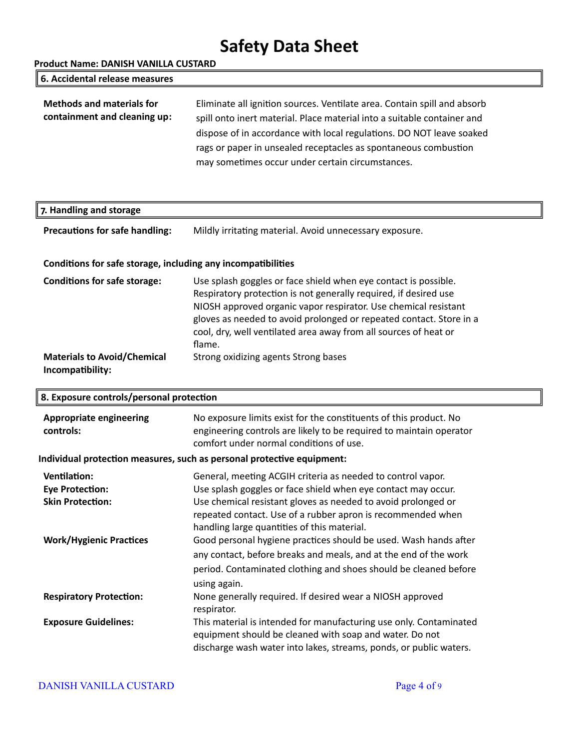# Safety Data Sheet

**Product Name: DANISH VANILLA CUSTARD**

## 6. Accidental release measures

**Methods and materials for containment and cleaning up:** Eliminate all ignition sources. Ventilate area. Contain spill and absorb spill onto inert material. Place material into a suitable container and dispose of in accordance with local regulations. DO NOT leave soaked rags or paper in unsealed receptacles as spontaneous combustion may sometimes occur under certain circumstances.

## 7. Handling and storage

**Precautions for safe handling:** Mildly irritating material. Avoid unnecessary exposure.

**Conditions for safe storage, including any incompatibilities**

**Conditions for safe storage:** Use splash goggles or face shield when eye contact is possible. Respiratory protection is not generally required, if desired use NIOSH approved organic vapor respirator. Use chemical resistant gloves as needed to avoid prolonged or repeated contact. Store in a cool, dry, well ventilated area away from all sources of heat or flame.

**Materials to Avoid/Chemical Incompatibility:** Strong oxidizing agents Strong bases

## 8. Exposure controls/personal protection

**Appropriate engineering controls:** No exposure limits exist for the constituents of this product. No engineering controls are likely to be required to maintain operator comfort under normal conditions of use.

**Individual protection measures, such as personal protective equipment:**

**Ventilation:** General, meeting ACGIH criteria as needed to control vapor.

**Eye Protection:** Use splash goggles or face shield when eye contact may occur.

**Skin Protection:** Use chemical resistant gloves as needed to avoid prolonged or repeated contact. Use of a rubber apron is recommended when handling large quantities of this material.

**Work/Hygienic Practices** Good personal hygiene practices should be used. Wash hands after any contact, before breaks and meals, and at the end of the work period. Contaminated clothing and shoes should be cleaned before using again.

**Respiratory Protection:** None generally required. If desired wear a NIOSH approved respirator.

**Exposure Guidelines:** This material is intended for manufacturing use only. Contaminated equipment should be cleaned with soap and water. Do not discharge wash water into lakes, streams, ponds, or public waters.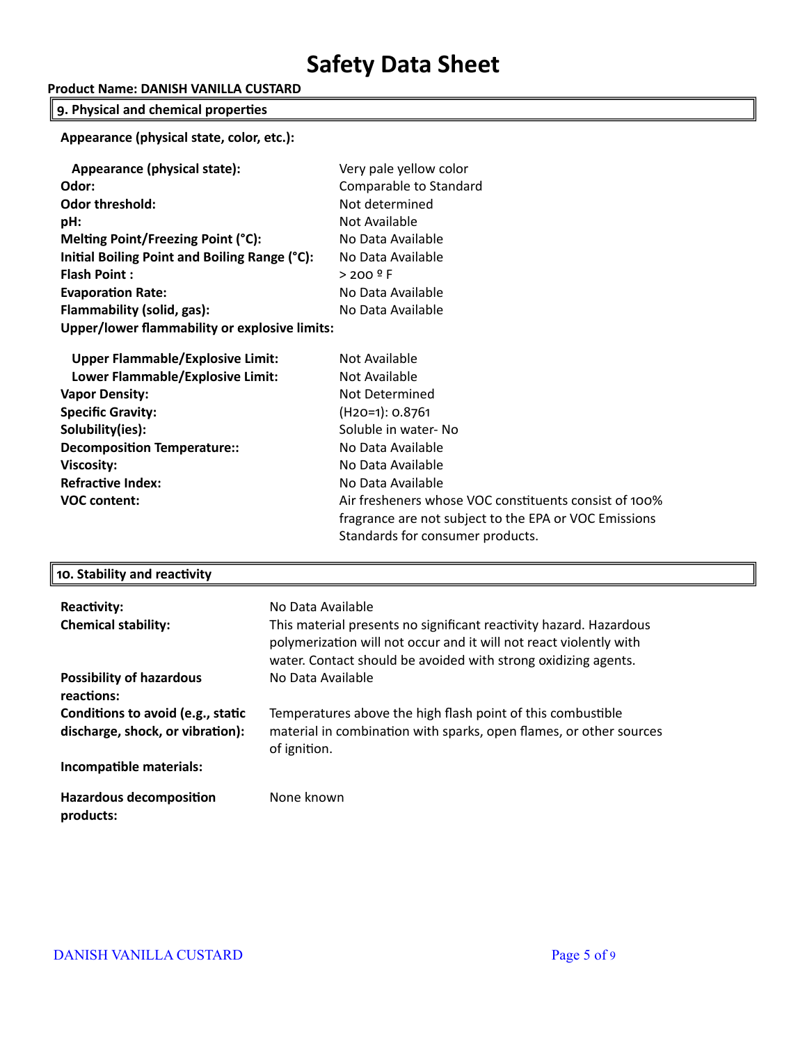# Safety Data Sheet

**Product Name: DANISH VANILLA CUSTARD**

## 9. Physical and chemical properties

**Appearance (physical state, color, etc.):**

| | |
|---|---|
| **Appearance (physical state):** | Very pale yellow color |
| **Odor:** | Comparable to Standard |
| **Odor threshold:** | Not determined |
| **pH:** | Not Available |
| **Melting Point/Freezing Point (°C):** | No Data Available |
| **Initial Boiling Point and Boiling Range (°C):** | No Data Available |
| **Flash Point :** | > 200 º F |
| **Evaporation Rate:** | No Data Available |
| **Flammability (solid, gas):** | No Data Available |
| **Upper/lower flammability or explosive limits:** | |
| **Upper Flammable/Explosive Limit:** | Not Available |
| **Lower Flammable/Explosive Limit:** | Not Available |
| **Vapor Density:** | Not Determined |
| **Specific Gravity:** | ($H_2O$=1): 0.8761 |
| **Solubility(ies):** | Soluble in water- No |
| **Decomposition Temperature::** | No Data Available |
| **Viscosity:** | No Data Available |
| **Refractive Index:** | No Data Available |
| **VOC content:** | Air fresheners whose VOC constituents consist of 100% fragrance are not subject to the EPA or VOC Emissions Standards for consumer products. |

## 10. Stability and reactivity

| | |
|---|---|
| **Reactivity:** | No Data Available |
| **Chemical stability:** | This material presents no significant reactivity hazard. Hazardous polymerization will not occur and it will not react violently with water. Contact should be avoided with strong oxidizing agents. |
| **Possibility of hazardous reactions:** | No Data Available |
| **Conditions to avoid (e.g., static discharge, shock, or vibration):** | Temperatures above the high flash point of this combustible material in combination with sparks, open flames, or other sources of ignition. |
| **Incompatible materials:** | |
| **Hazardous decomposition products:** | None known |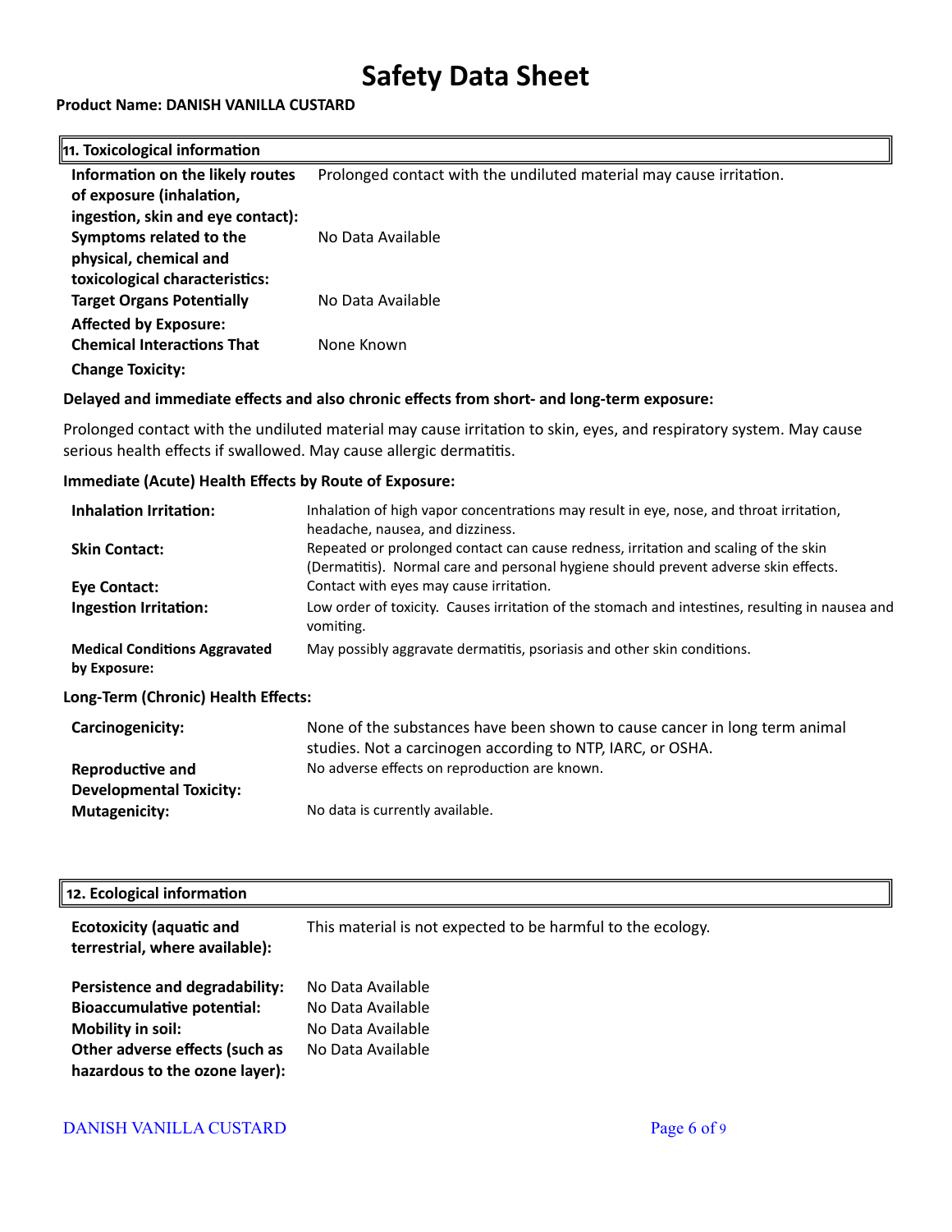# Safety Data Sheet

**Product Name: DANISH VANILLA CUSTARD**

## 11. Toxicological information

| | |
|---|---|
| **Information on the likely routes of exposure (inhalation, ingestion, skin and eye contact):** | Prolonged contact with the undiluted material may cause irritation. |
| **Symptoms related to the physical, chemical and toxicological characteristics:** | No Data Available |
| **Target Organs Potentially Affected by Exposure:** | No Data Available |
| **Chemical Interactions That Change Toxicity:** | None Known |

**Delayed and immediate effects and also chronic effects from short- and long-term exposure:**

Prolonged contact with the undiluted material may cause irritation to skin, eyes, and respiratory system. May cause serious health effects if swallowed. May cause allergic dermatitis.

**Immediate (Acute) Health Effects by Route of Exposure:**

| | |
|---|---|
| **Inhalation Irritation:** | Inhalation of high vapor concentrations may result in eye, nose, and throat irritation, headache, nausea, and dizziness. |
| **Skin Contact:** | Repeated or prolonged contact can cause redness, irritation and scaling of the skin (Dermatitis). Normal care and personal hygiene should prevent adverse skin effects. |
| **Eye Contact:** | Contact with eyes may cause irritation. |
| **Ingestion Irritation:** | Low order of toxicity. Causes irritation of the stomach and intestines, resulting in nausea and vomiting. |
| **Medical Conditions Aggravated by Exposure:** | May possibly aggravate dermatitis, psoriasis and other skin conditions. |

**Long-Term (Chronic) Health Effects:**

| | |
|---|---|
| **Carcinogenicity:** | None of the substances have been shown to cause cancer in long term animal studies. Not a carcinogen according to NTP, IARC, or OSHA. |
| **Reproductive and Developmental Toxicity:** | No adverse effects on reproduction are known. |
| **Mutagenicity:** | No data is currently available. |

## 12. Ecological information

| | |
|---|---|
| **Ecotoxicity (aquatic and terrestrial, where available):** | This material is not expected to be harmful to the ecology. |
| **Persistence and degradability:** | No Data Available |
| **Bioaccumulative potential:** | No Data Available |
| **Mobility in soil:** | No Data Available |
| **Other adverse effects (such as hazardous to the ozone layer):** | No Data Available |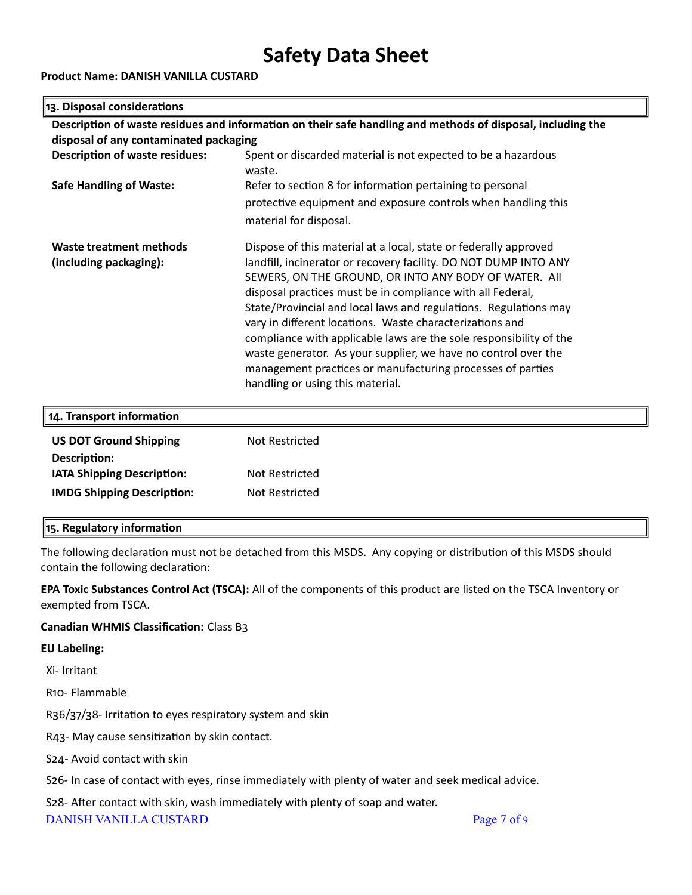# Safety Data Sheet

**Product Name: DANISH VANILLA CUSTARD**

## 13. Disposal considerations

**Description of waste residues and information on their safe handling and methods of disposal, including the disposal of any contaminated packaging**

| | |
|---|---|
| **Description of waste residues:** | Spent or discarded material is not expected to be a hazardous waste. |
| **Safe Handling of Waste:** | Refer to section 8 for information pertaining to personal protective equipment and exposure controls when handling this material for disposal. |
| **Waste treatment methods (including packaging):** | Dispose of this material at a local, state or federally approved landfill, incinerator or recovery facility. DO NOT DUMP INTO ANY SEWERS, ON THE GROUND, OR INTO ANY BODY OF WATER. All disposal practices must be in compliance with all Federal, State/Provincial and local laws and regulations. Regulations may vary in different locations. Waste characterizations and compliance with applicable laws are the sole responsibility of the waste generator. As your supplier, we have no control over the management practices or manufacturing processes of parties handling or using this material. |

## 14. Transport information

| | |
|---|---|
| **US DOT Ground Shipping Description:** | Not Restricted |
| **IATA Shipping Description:** | Not Restricted |
| **IMDG Shipping Description:** | Not Restricted |

## 15. Regulatory information

The following declaration must not be detached from this MSDS. Any copying or distribution of this MSDS should contain the following declaration:

**EPA Toxic Substances Control Act (TSCA):** All of the components of this product are listed on the TSCA Inventory or exempted from TSCA.

**Canadian WHMIS Classification:** Class B3

**EU Labeling:**

Xi- Irritant

R10- Flammable

R36/37/38- Irritation to eyes respiratory system and skin

R43- May cause sensitization by skin contact.

S24- Avoid contact with skin

S26- In case of contact with eyes, rinse immediately with plenty of water and seek medical advice.

S28- After contact with skin, wash immediately with plenty of soap and water.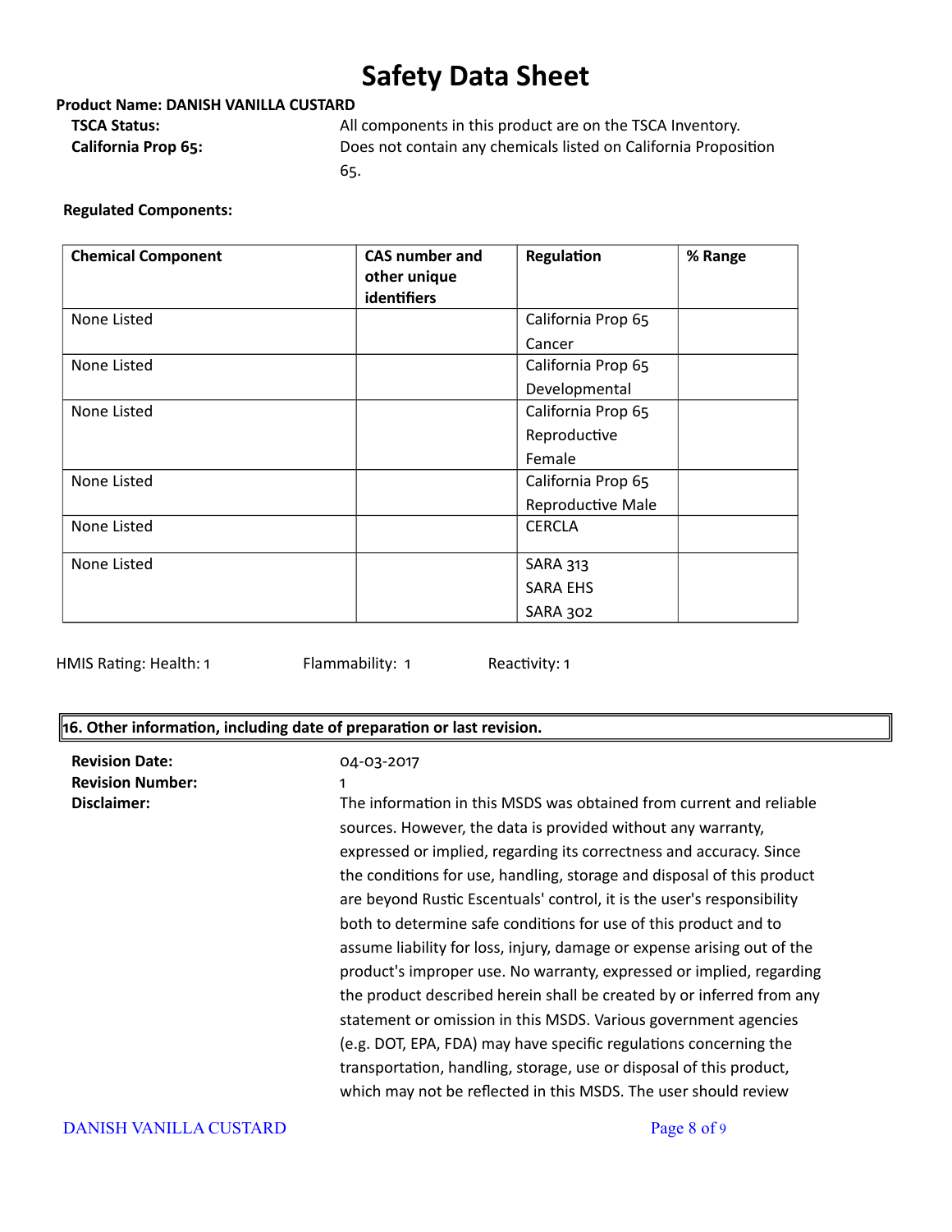# Safety Data Sheet

**Product Name: DANISH VANILLA CUSTARD**

**TSCA Status:** All components in this product are on the TSCA Inventory.

**California Prop 65:** Does not contain any chemicals listed on California Proposition 65.

**Regulated Components:**

| Chemical Component | CAS number and other unique identifiers | Regulation | % Range |
|---|---|---|---|
| None Listed | | California Prop 65 Cancer | |
| None Listed | | California Prop 65 Developmental | |
| None Listed | | California Prop 65 Reproductive Female | |
| None Listed | | California Prop 65 Reproductive Male | |
| None Listed | | CERCLA | |
| None Listed | | SARA 313<br>SARA EHS<br>SARA 302 | |

HMIS Rating: Health: 1 Flammability: 1 Reactivity: 1

## 16. Other information, including date of preparation or last revision.

**Revision Date:** 04-03-2017

**Revision Number:** 1

**Disclaimer:** The information in this MSDS was obtained from current and reliable sources. However, the data is provided without any warranty, expressed or implied, regarding its correctness and accuracy. Since the conditions for use, handling, storage and disposal of this product are beyond Rustic Escentuals' control, it is the user's responsibility both to determine safe conditions for use of this product and to assume liability for loss, injury, damage or expense arising out of the product's improper use. No warranty, expressed or implied, regarding the product described herein shall be created by or inferred from any statement or omission in this MSDS. Various government agencies (e.g. DOT, EPA, FDA) may have specific regulations concerning the transportation, handling, storage, use or disposal of this product, which may not be reflected in this MSDS. The user should review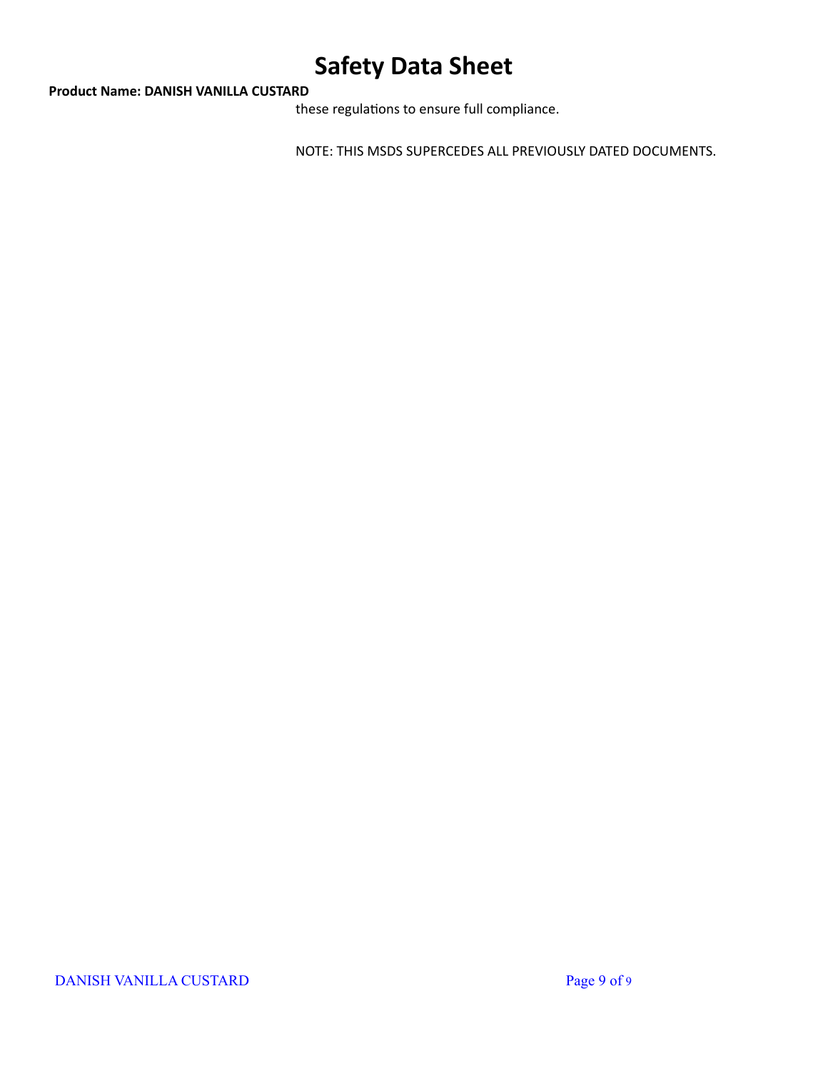these regulations to ensure full compliance.

NOTE: THIS MSDS SUPERCEDES ALL PREVIOUSLY DATED DOCUMENTS.